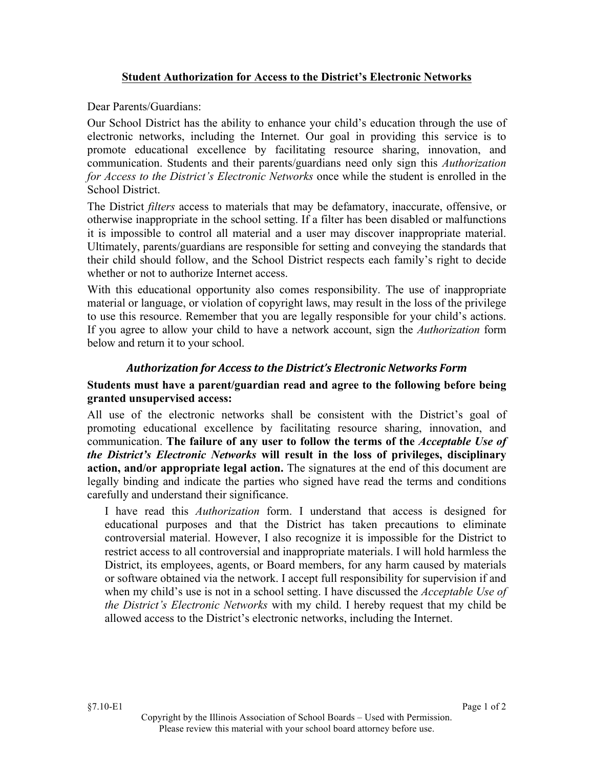# Student Authorization for Access to the District's Electronic Networks

Dear Parents/Guardians:

Our School District has the ability to enhance your child's education through the use of electronic networks, including the Internet. Our goal in providing this service is to promote educational excellence by facilitating resource sharing, innovation, and communication. Students and their parents/guardians need only sign this *Authorization for Access to the District's Electronic Networks* once while the student is enrolled in the School District.

The District *filters* access to materials that may be defamatory, inaccurate, offensive, or otherwise inappropriate in the school setting. If a filter has been disabled or malfunctions it is impossible to control all material and a user may discover inappropriate material. Ultimately, parents/guardians are responsible for setting and conveying the standards that their child should follow, and the School District respects each family's right to decide whether or not to authorize Internet access.

With this educational opportunity also comes responsibility. The use of inappropriate material or language, or violation of copyright laws, may result in the loss of the privilege to use this resource. Remember that you are legally responsible for your child's actions. If you agree to allow your child to have a network account, sign the *Authorization* form below and return it to your school.

## *Authorization for Access to the District's Electronic Networks Form*

**Students must have a parent/guardian read and agree to the following before being granted unsupervised access:**

All use of the electronic networks shall be consistent with the District's goal of promoting educational excellence by facilitating resource sharing, innovation, and communication. **The failure of any user to follow the terms of the *Acceptable Use of the District's Electronic Networks* will result in the loss of privileges, disciplinary action, and/or appropriate legal action.** The signatures at the end of this document are legally binding and indicate the parties who signed have read the terms and conditions carefully and understand their significance.

> I have read this *Authorization* form. I understand that access is designed for educational purposes and that the District has taken precautions to eliminate controversial material. However, I also recognize it is impossible for the District to restrict access to all controversial and inappropriate materials. I will hold harmless the District, its employees, agents, or Board members, for any harm caused by materials or software obtained via the network. I accept full responsibility for supervision if and when my child's use is not in a school setting. I have discussed the *Acceptable Use of the District's Electronic Networks* with my child. I hereby request that my child be allowed access to the District's electronic networks, including the Internet.

§7.10-E1

Copyright by the Illinois Association of School Boards – Used with Permission.
Please review this material with your school board attorney before use.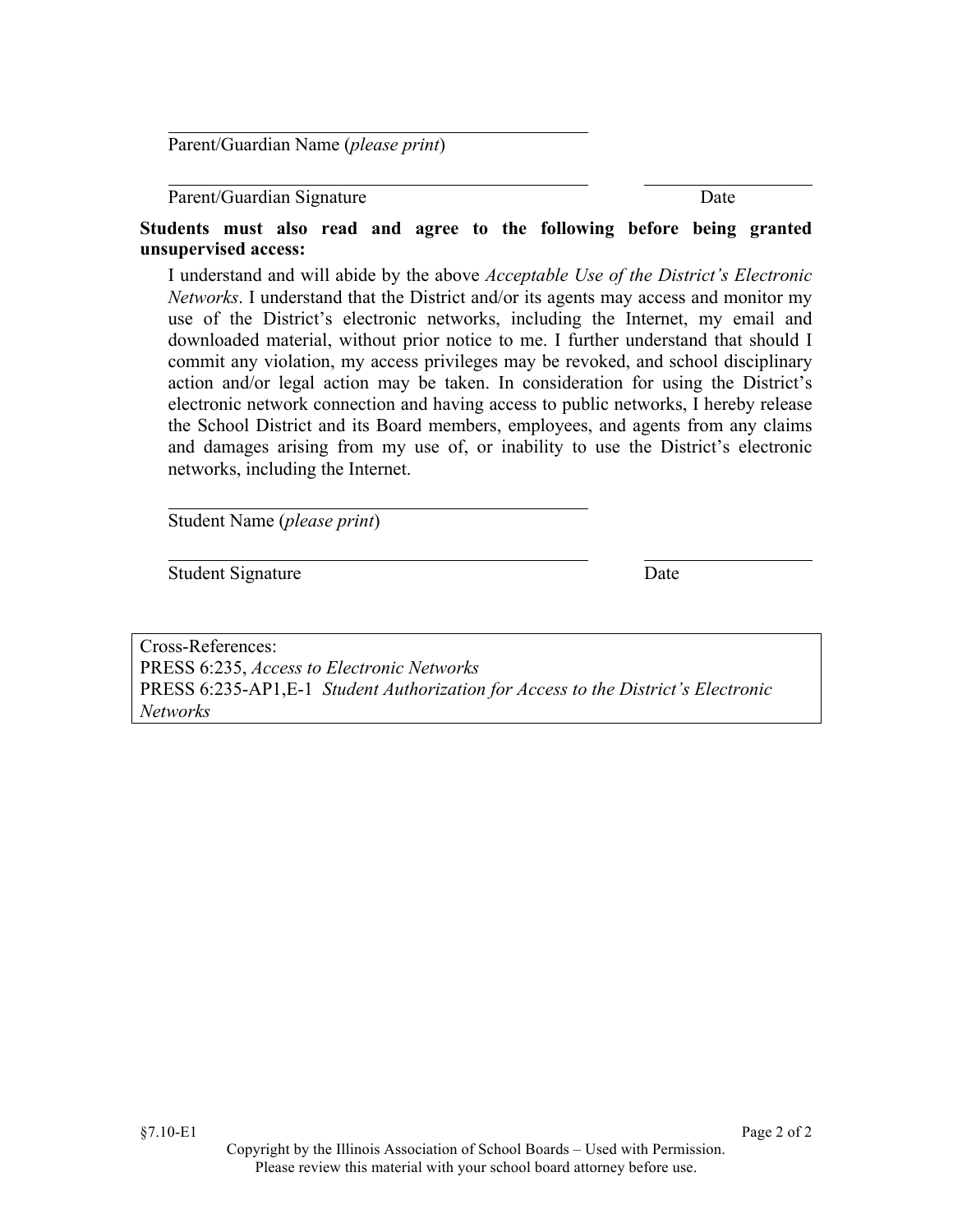\_\_\_\_\_\_\_\_\_\_\_\_\_\_\_\_\_\_\_\_\_\_\_\_\_\_\_\_\_\_\_\_\_\_\_\_\_\_\_\_
Parent/Guardian Name (*please print*)

\_\_\_\_\_\_\_\_\_\_\_\_\_\_\_\_\_\_\_\_\_\_\_\_\_\_\_\_\_\_\_\_\_\_\_\_\_\_\_\_ \_\_\_\_\_\_\_\_\_\_\_\_\_\_\_\_
Parent/Guardian Signature Date

**Students must also read and agree to the following before being granted unsupervised access:**

I understand and will abide by the above *Acceptable Use of the District's Electronic Networks*. I understand that the District and/or its agents may access and monitor my use of the District's electronic networks, including the Internet, my email and downloaded material, without prior notice to me. I further understand that should I commit any violation, my access privileges may be revoked, and school disciplinary action and/or legal action may be taken. In consideration for using the District's electronic network connection and having access to public networks, I hereby release the School District and its Board members, employees, and agents from any claims and damages arising from my use of, or inability to use the District's electronic networks, including the Internet.

\_\_\_\_\_\_\_\_\_\_\_\_\_\_\_\_\_\_\_\_\_\_\_\_\_\_\_\_\_\_\_\_\_\_\_\_\_\_\_\_
Student Name (*please print*)

\_\_\_\_\_\_\_\_\_\_\_\_\_\_\_\_\_\_\_\_\_\_\_\_\_\_\_\_\_\_\_\_\_\_\_\_\_\_\_\_ \_\_\_\_\_\_\_\_\_\_\_\_\_\_\_\_
Student Signature Date

Cross-References:
PRESS 6:235, *Access to Electronic Networks*
PRESS 6:235-AP1,E-1 *Student Authorization for Access to the District's Electronic Networks*

§7.10-E1

Copyright by the Illinois Association of School Boards – Used with Permission.
Please review this material with your school board attorney before use.